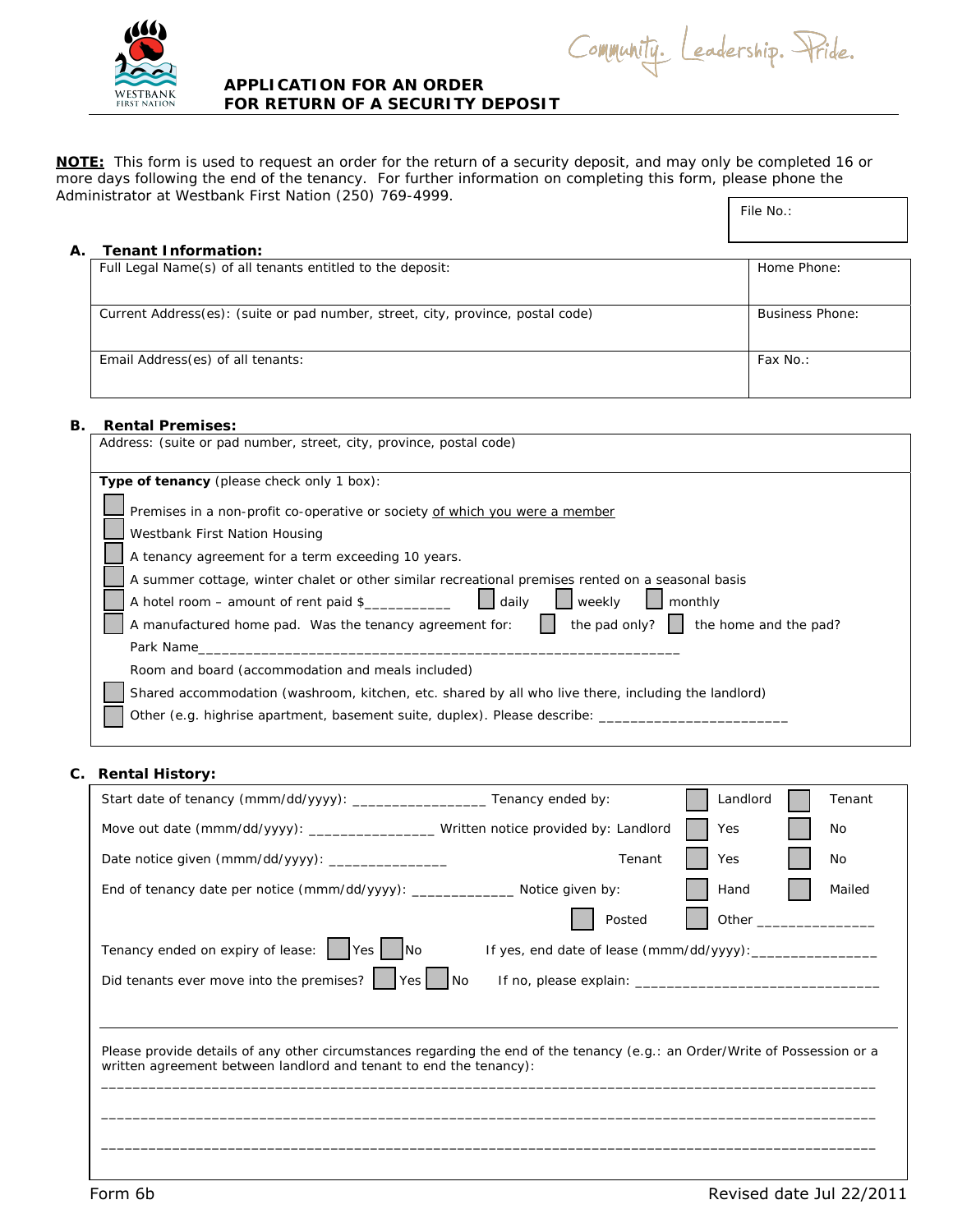Community. Leadership. Pride.

WESTBANK FIRST NATION

# APPLICATION FOR AN ORDER FOR RETURN OF A SECURITY DEPOSIT

**NOTE:** This form is used to request an order for the return of a security deposit, and may only be completed 16 or more days following the end of the tenancy. For further information on completing this form, please phone the Administrator at Westbank First Nation (250) 769-4999.

File No.:

## A. Tenant Information:

| Full Legal Name(s) of all tenants entitled to the deposit: | Home Phone: |
|---|---|
| Current Address(es): (suite or pad number, street, city, province, postal code) | Business Phone: |
| Email Address(es) of all tenants: | Fax No.: |

## B. Rental Premises:

Address: (suite or pad number, street, city, province, postal code)

**Type of tenancy** (please check only 1 box):

- ☐ Premises in a non-profit co-operative or society of which you were a member
- ☐ Westbank First Nation Housing
- ☐ A tenancy agreement for a term exceeding 10 years.
- ☐ A summer cottage, winter chalet or other similar recreational premises rented on a seasonal basis
- ☐ A hotel room – amount of rent paid $___________ ☐ daily ☐ weekly ☐ monthly
- ☐ A manufactured home pad. Was the tenancy agreement for: ☐ the pad only? ☐ the home and the pad?
  Park Name_______________________________________________________________
- Room and board (accommodation and meals included)
- ☐ Shared accommodation (washroom, kitchen, etc. shared by all who live there, including the landlord)
- ☐ Other (e.g. highrise apartment, basement suite, duplex). Please describe: ________________________

## C. Rental History:

Start date of tenancy (mmm/dd/yyyy): _________________ Tenancy ended by: ☐ Landlord ☐ Tenant

Move out date (mmm/dd/yyyy): ________________ Written notice provided by: Landlord ☐ Yes ☐ No

Date notice given (mmm/dd/yyyy): _______________ Tenant ☐ Yes ☐ No

End of tenancy date per notice (mmm/dd/yyyy): _____________ Notice given by: ☐ Hand ☐ Mailed ☐ Posted ☐ Other _______________

Tenancy ended on expiry of lease: ☐ Yes ☐ No If yes, end date of lease (mmm/dd/yyyy):________________

Did tenants ever move into the premises? ☐ Yes ☐ No If no, please explain: ______________________________

Please provide details of any other circumstances regarding the end of the tenancy (e.g.: an Order/Write of Possession or a written agreement between landlord and tenant to end the tenancy):

_____________________________________________________________________________________________

_____________________________________________________________________________________________

_____________________________________________________________________________________________

Form 6b Revised date Jul 22/2011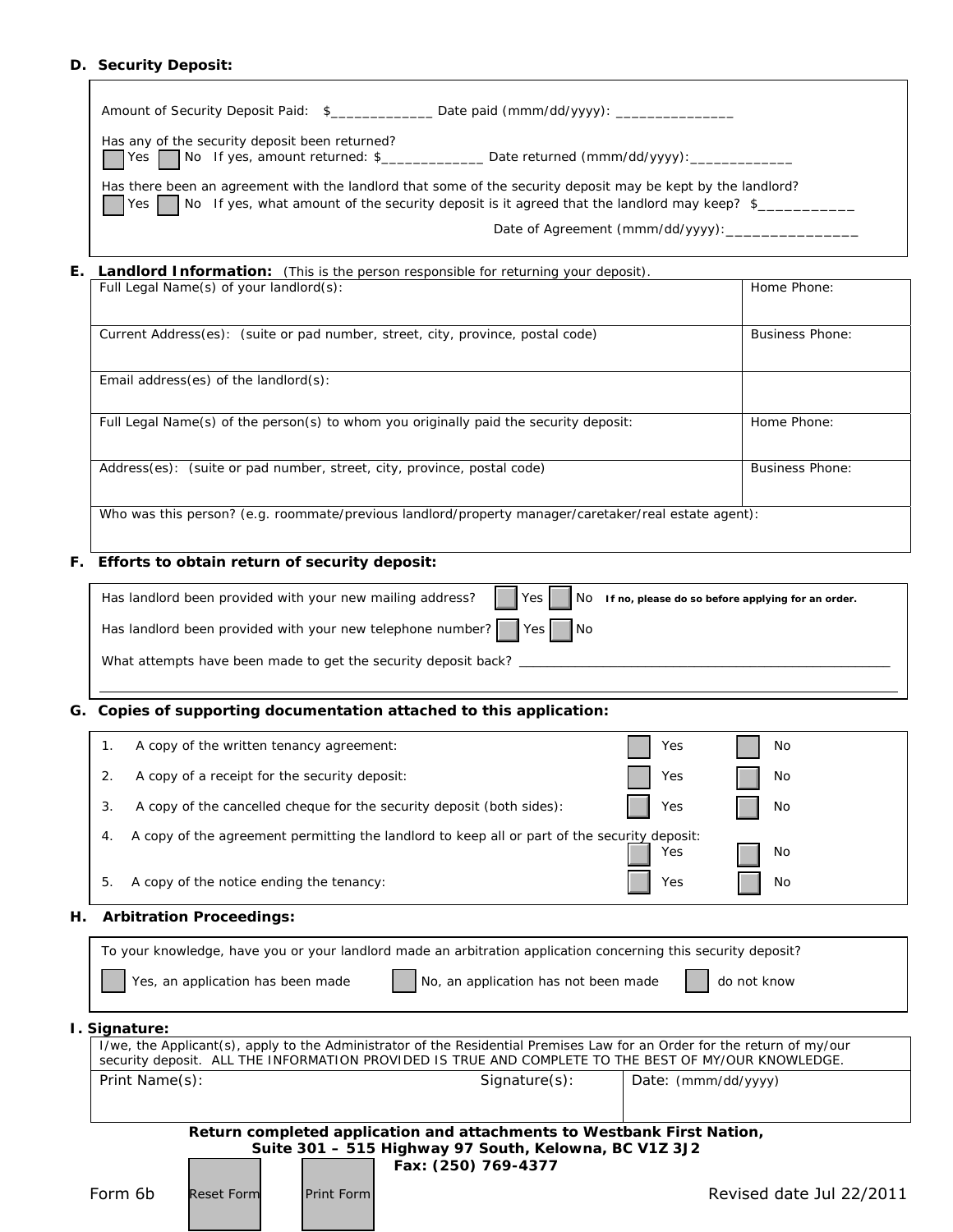### D. Security Deposit:

Amount of Security Deposit Paid: $_____________ Date paid (mmm/dd/yyyy): _______________

Has any of the security deposit been returned?
☐ Yes ☐ No If yes, amount returned: $_____________ Date returned (mmm/dd/yyyy):_____________

Has there been an agreement with the landlord that some of the security deposit may be kept by the landlord?
☐ Yes ☐ No If yes, what amount of the security deposit is it agreed that the landlord may keep? $___________

Date of Agreement (mmm/dd/yyyy):_______________

### E. Landlord Information: (This is the person responsible for returning your deposit).

| | |
|---|---|
| Full Legal Name(s) of your landlord(s): | Home Phone: |
| Current Address(es): (suite or pad number, street, city, province, postal code) | Business Phone: |
| Email address(es) of the landlord(s): | |
| Full Legal Name(s) of the person(s) to whom you originally paid the security deposit: | Home Phone: |
| Address(es): (suite or pad number, street, city, province, postal code) | Business Phone: |
| Who was this person? (e.g. roommate/previous landlord/property manager/caretaker/real estate agent): | |

### F. Efforts to obtain return of security deposit:

Has landlord been provided with your new mailing address? ☐ Yes ☐ No **If no, please do so before applying for an order.**

Has landlord been provided with your new telephone number? ☐ Yes ☐ No

What attempts have been made to get the security deposit back? ____________________________________________________

______________________________________________________________________________

### G. Copies of supporting documentation attached to this application:

| | | | |
|---|---|---|---|
| 1. | A copy of the written tenancy agreement: | ☐ Yes | ☐ No |
| 2. | A copy of a receipt for the security deposit: | ☐ Yes | ☐ No |
| 3. | A copy of the cancelled cheque for the security deposit (both sides): | ☐ Yes | ☐ No |
| 4. | A copy of the agreement permitting the landlord to keep all or part of the security deposit: | ☐ Yes | ☐ No |
| 5. | A copy of the notice ending the tenancy: | ☐ Yes | ☐ No |

### H. Arbitration Proceedings:

To your knowledge, have you or your landlord made an arbitration application concerning this security deposit?

☐ Yes, an application has been made ☐ No, an application has not been made ☐ do not know

### I. Signature:

I/we, the Applicant(s), apply to the Administrator of the Residential Premises Law for an Order for the return of my/our security deposit. ALL THE INFORMATION PROVIDED IS TRUE AND COMPLETE TO THE BEST OF MY/OUR KNOWLEDGE.

| Print Name(s): | Signature(s): | Date: (mmm/dd/yyyy) |
|---|---|---|
| | | |

**Return completed application and attachments to Westbank First Nation,**
**Suite 301 – 515 Highway 97 South, Kelowna, BC V1Z 3J2**
**Fax: (250) 769-4377**

Form 6b Reset Form Print Form Revised date Jul 22/2011